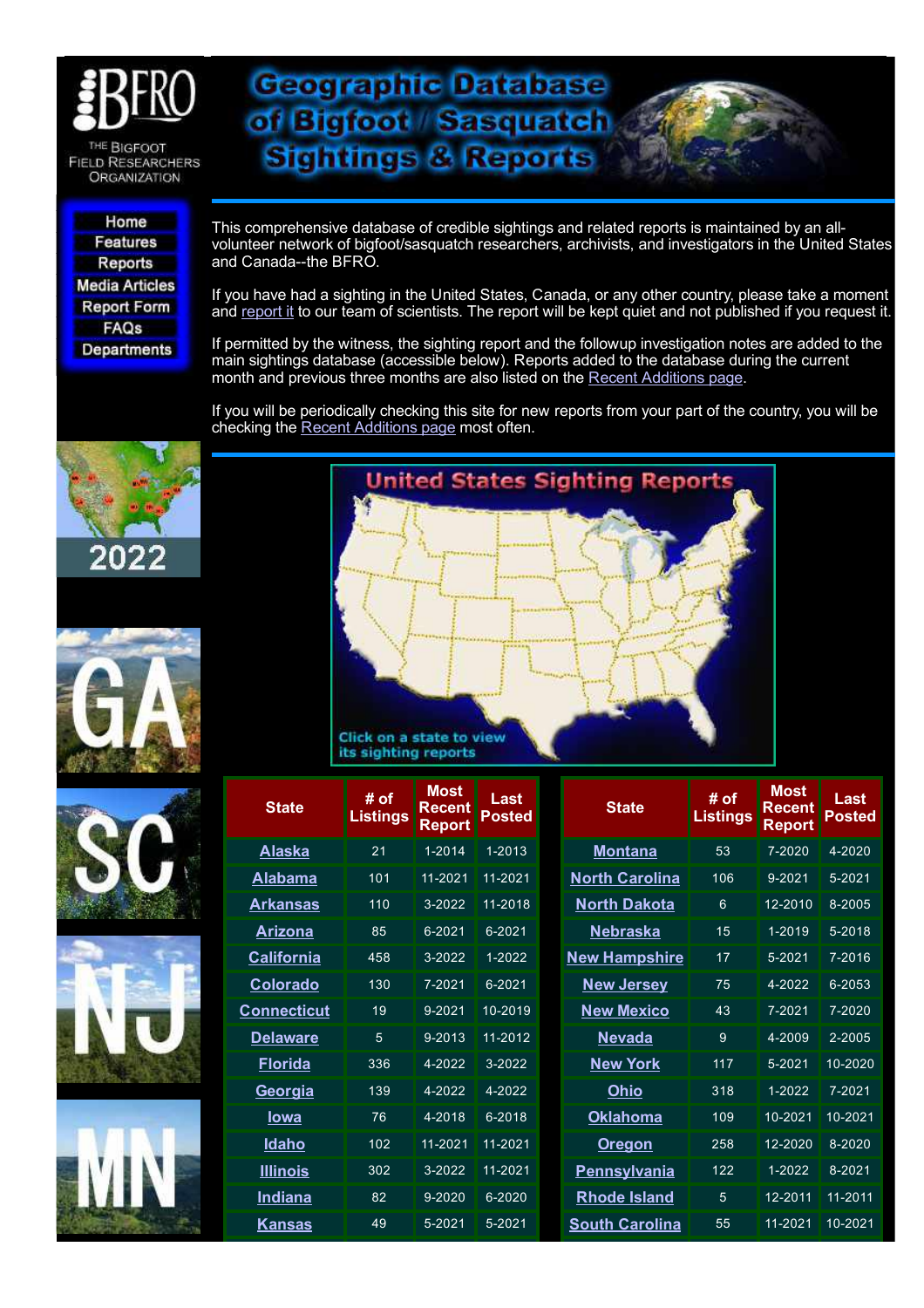BFRO

THE BIGFOOT FIELD RESEARCHERS ORGANIZATION

# Geographic Database of Bigfoot / Sasquatch Sightings & Reports

- Home
- Features
- Reports
- Media Articles
- Report Form
- FAQs
- Departments

This comprehensive database of credible sightings and related reports is maintained by an all-volunteer network of bigfoot/sasquatch researchers, archivists, and investigators in the United States and Canada--the BFRO.

If you have had a sighting in the United States, Canada, or any other country, please take a moment and report it to our team of scientists. The report will be kept quiet and not published if you request it.

If permitted by the witness, the sighting report and the followup investigation notes are added to the main sightings database (accessible below). Reports added to the database during the current month and previous three months are also listed on the Recent Additions page.

If you will be periodically checking this site for new reports from your part of the country, you will be checking the Recent Additions page most often.

2022

GA

SC

NJ

MN

## United States Sighting Reports

Click on a state to view its sighting reports

| State | # of Listings | Most Recent Report | Last Posted |
|---|---|---|---|
| Alaska | 21 | 1-2014 | 1-2013 |
| Alabama | 101 | 11-2021 | 11-2021 |
| Arkansas | 110 | 3-2022 | 11-2018 |
| Arizona | 85 | 6-2021 | 6-2021 |
| California | 458 | 3-2022 | 1-2022 |
| Colorado | 130 | 7-2021 | 6-2021 |
| Connecticut | 19 | 9-2021 | 10-2019 |
| Delaware | 5 | 9-2013 | 11-2012 |
| Florida | 336 | 4-2022 | 3-2022 |
| Georgia | 139 | 4-2022 | 4-2022 |
| Iowa | 76 | 4-2018 | 6-2018 |
| Idaho | 102 | 11-2021 | 11-2021 |
| Illinois | 302 | 3-2022 | 11-2021 |
| Indiana | 82 | 9-2020 | 6-2020 |
| Kansas | 49 | 5-2021 | 5-2021 |

| State | # of Listings | Most Recent Report | Last Posted |
|---|---|---|---|
| Montana | 53 | 7-2020 | 4-2020 |
| North Carolina | 106 | 9-2021 | 5-2021 |
| North Dakota | 6 | 12-2010 | 8-2005 |
| Nebraska | 15 | 1-2019 | 5-2018 |
| New Hampshire | 17 | 5-2021 | 7-2016 |
| New Jersey | 75 | 4-2022 | 6-2053 |
| New Mexico | 43 | 7-2021 | 7-2020 |
| Nevada | 9 | 4-2009 | 2-2005 |
| New York | 117 | 5-2021 | 10-2020 |
| Ohio | 318 | 1-2022 | 7-2021 |
| Oklahoma | 109 | 10-2021 | 10-2021 |
| Oregon | 258 | 12-2020 | 8-2020 |
| Pennsylvania | 122 | 1-2022 | 8-2021 |
| Rhode Island | 5 | 12-2011 | 11-2011 |
| South Carolina | 55 | 11-2021 | 10-2021 |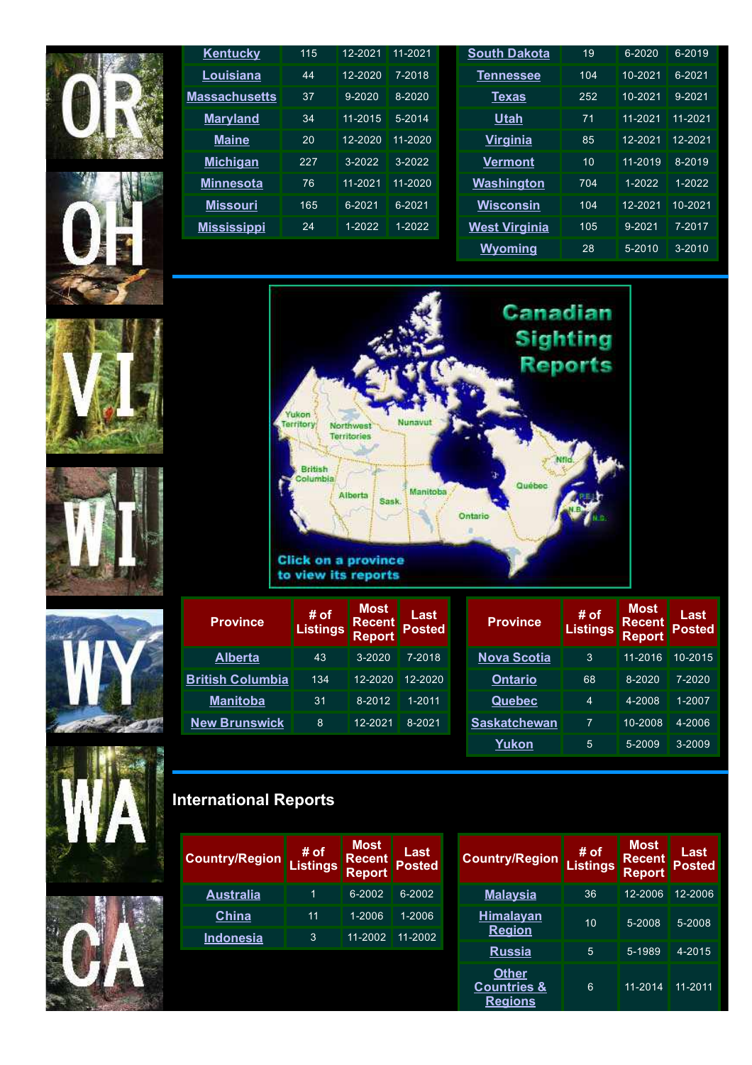| Kentucky | 115 | 12-2021 | 11-2021 |
|---|---|---|---|
| Louisiana | 44 | 12-2020 | 7-2018 |
| Massachusetts | 37 | 9-2020 | 8-2020 |
| Maryland | 34 | 11-2015 | 5-2014 |
| Maine | 20 | 12-2020 | 11-2020 |
| Michigan | 227 | 3-2022 | 3-2022 |
| Minnesota | 76 | 11-2021 | 11-2020 |
| Missouri | 165 | 6-2021 | 6-2021 |
| Mississippi | 24 | 1-2022 | 1-2022 |

| South Dakota | 19 | 6-2020 | 6-2019 |
|---|---|---|---|
| Tennessee | 104 | 10-2021 | 6-2021 |
| Texas | 252 | 10-2021 | 9-2021 |
| Utah | 71 | 11-2021 | 11-2021 |
| Virginia | 85 | 12-2021 | 12-2021 |
| Vermont | 10 | 11-2019 | 8-2019 |
| Washington | 704 | 1-2022 | 1-2022 |
| Wisconsin | 104 | 12-2021 | 10-2021 |
| West Virginia | 105 | 9-2021 | 7-2017 |
| Wyoming | 28 | 5-2010 | 3-2010 |

Canadian Sighting Reports

Click on a province to view its reports

| Province | # of Listings | Most Recent Report | Last Posted |
|---|---|---|---|
| Alberta | 43 | 3-2020 | 7-2018 |
| British Columbia | 134 | 12-2020 | 12-2020 |
| Manitoba | 31 | 8-2012 | 1-2011 |
| New Brunswick | 8 | 12-2021 | 8-2021 |

| Province | # of Listings | Most Recent Report | Last Posted |
|---|---|---|---|
| Nova Scotia | 3 | 11-2016 | 10-2015 |
| Ontario | 68 | 8-2020 | 7-2020 |
| Quebec | 4 | 4-2008 | 1-2007 |
| Saskatchewan | 7 | 10-2008 | 4-2006 |
| Yukon | 5 | 5-2009 | 3-2009 |

## International Reports

| Country/Region | # of Listings | Most Recent Report | Last Posted |
|---|---|---|---|
| Australia | 1 | 6-2002 | 6-2002 |
| China | 11 | 1-2006 | 1-2006 |
| Indonesia | 3 | 11-2002 | 11-2002 |

| Country/Region | # of Listings | Most Recent Report | Last Posted |
|---|---|---|---|
| Malaysia | 36 | 12-2006 | 12-2006 |
| Himalayan Region | 10 | 5-2008 | 5-2008 |
| Russia | 5 | 5-1989 | 4-2015 |
| Other Countries & Regions | 6 | 11-2014 | 11-2011 |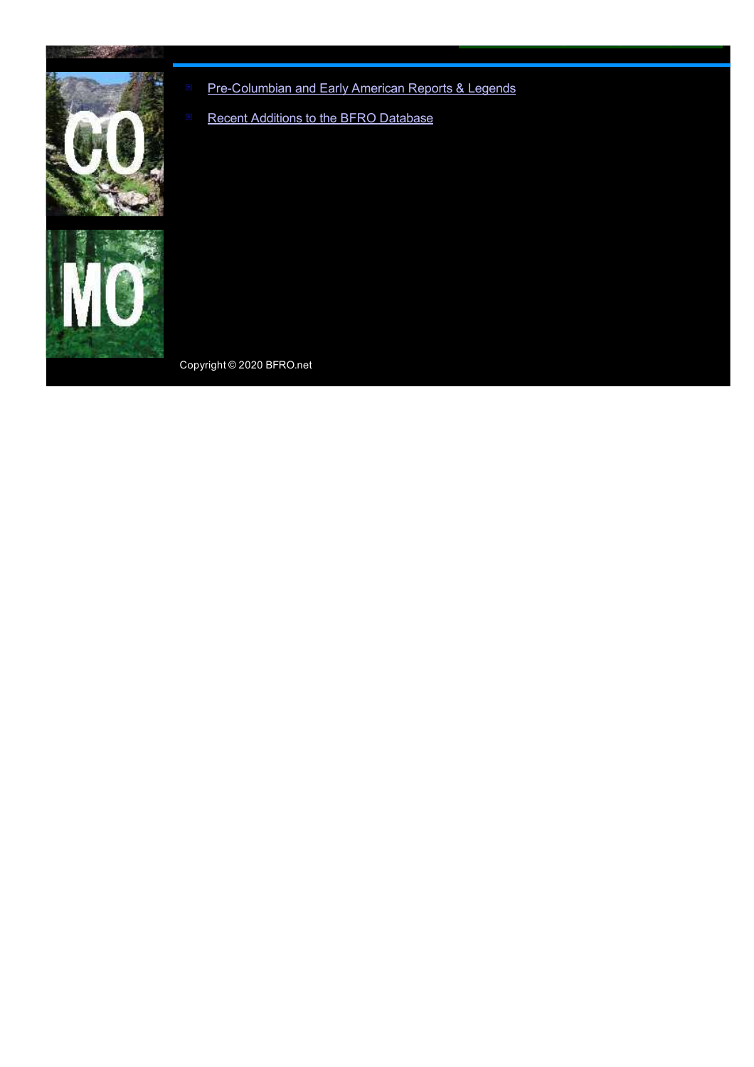- Pre-Columbian and Early American Reports & Legends
- Recent Additions to the BFRO Database

Copyright © 2020 BFRO.net